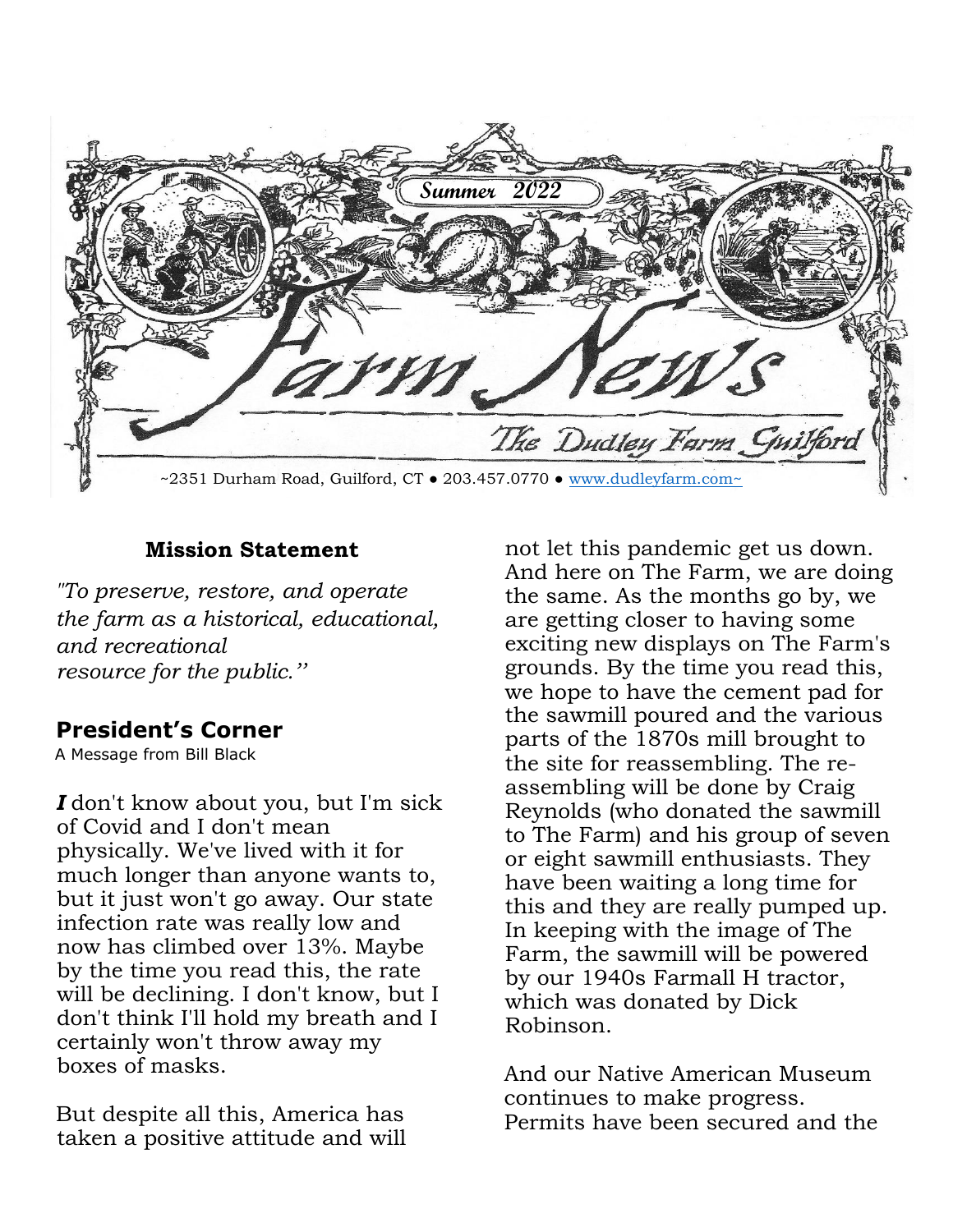# Farm News

## Summer 2022

### The Dudley Farm Guilford

~2351 Durham Road, Guilford, CT • 203.457.0770 • [www.dudleyfarm.com](http://www.dudleyfarm.com)~

## Mission Statement

*"To preserve, restore, and operate the farm as a historical, educational, and recreational resource for the public."*

## President's Corner

A Message from Bill Black

***I*** don't know about you, but I'm sick of Covid and I don't mean physically. We've lived with it for much longer than anyone wants to, but it just won't go away. Our state infection rate was really low and now has climbed over 13%. Maybe by the time you read this, the rate will be declining. I don't know, but I don't think I'll hold my breath and I certainly won't throw away my boxes of masks.

But despite all this, America has taken a positive attitude and will not let this pandemic get us down. And here on The Farm, we are doing the same. As the months go by, we are getting closer to having some exciting new displays on The Farm's grounds. By the time you read this, we hope to have the cement pad for the sawmill poured and the various parts of the 1870s mill brought to the site for reassembling. The re-assembling will be done by Craig Reynolds (who donated the sawmill to The Farm) and his group of seven or eight sawmill enthusiasts. They have been waiting a long time for this and they are really pumped up. In keeping with the image of The Farm, the sawmill will be powered by our 1940s Farmall H tractor, which was donated by Dick Robinson.

And our Native American Museum continues to make progress. Permits have been secured and the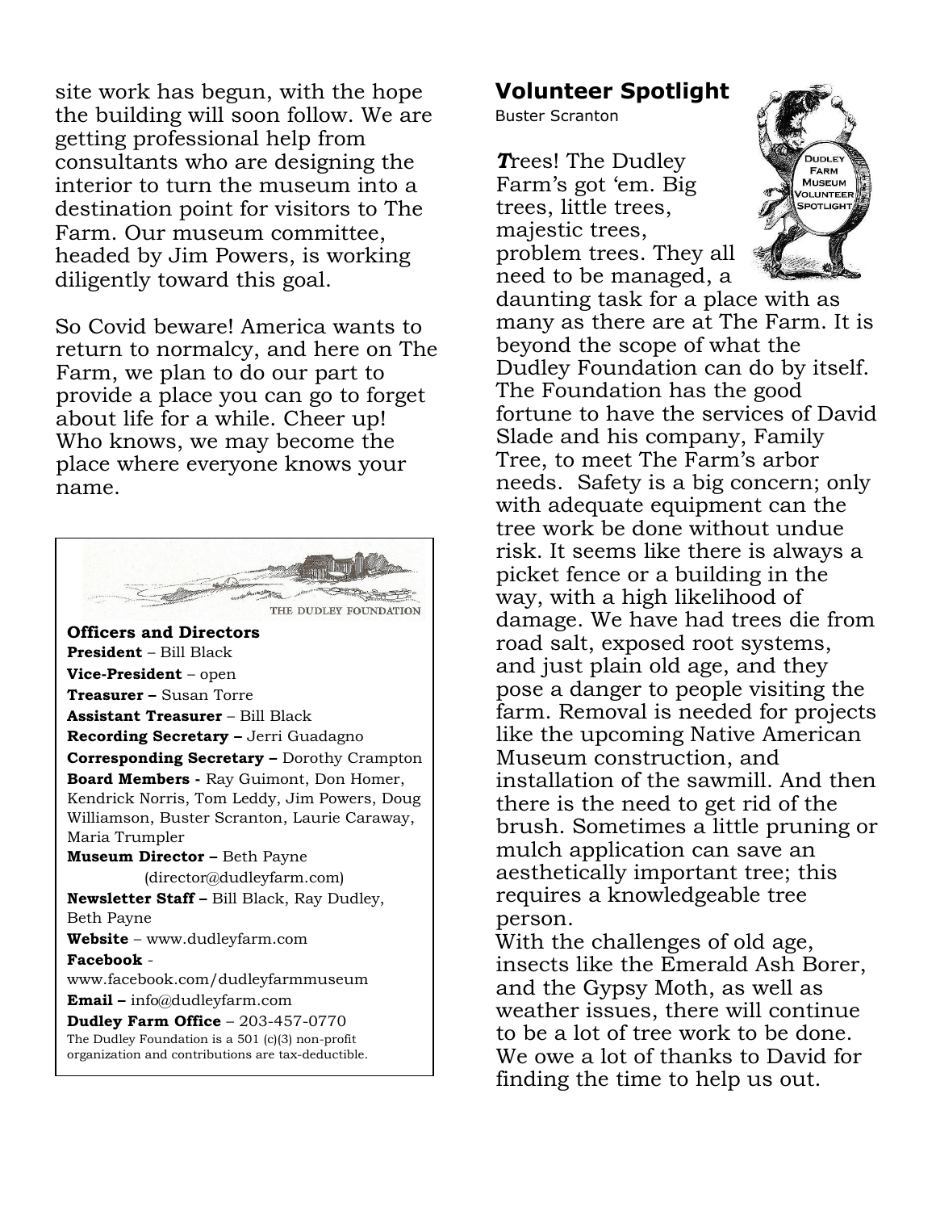site work has begun, with the hope the building will soon follow. We are getting professional help from consultants who are designing the interior to turn the museum into a destination point for visitors to The Farm. Our museum committee, headed by Jim Powers, is working diligently toward this goal.

So Covid beware! America wants to return to normalcy, and here on The Farm, we plan to do our part to provide a place you can go to forget about life for a while. Cheer up! Who knows, we may become the place where everyone knows your name.

THE DUDLEY FOUNDATION

**Officers and Directors**

**President** – Bill Black

**Vice-President** – open

**Treasurer –** Susan Torre

**Assistant Treasurer** – Bill Black

**Recording Secretary –** Jerri Guadagno

**Corresponding Secretary –** Dorothy Crampton

**Board Members -** Ray Guimont, Don Homer, Kendrick Norris, Tom Leddy, Jim Powers, Doug Williamson, Buster Scranton, Laurie Caraway, Maria Trumpler

**Museum Director –** Beth Payne (director@dudleyfarm.com)

**Newsletter Staff –** Bill Black, Ray Dudley, Beth Payne

**Website** – www.dudleyfarm.com

**Facebook** - www.facebook.com/dudleyfarmmuseum

**Email –** info@dudleyfarm.com

**Dudley Farm Office** – 203-457-0770

The Dudley Foundation is a 501 (c)(3) non-profit organization and contributions are tax-deductible.

## Volunteer Spotlight

Buster Scranton

DUDLEY FARM MUSEUM VOLUNTEER SPOTLIGHT

***T***rees! The Dudley Farm's got 'em. Big trees, little trees, majestic trees, problem trees. They all need to be managed, a daunting task for a place with as many as there are at The Farm. It is beyond the scope of what the Dudley Foundation can do by itself. The Foundation has the good fortune to have the services of David Slade and his company, Family Tree, to meet The Farm's arbor needs. Safety is a big concern; only with adequate equipment can the tree work be done without undue risk. It seems like there is always a picket fence or a building in the way, with a high likelihood of damage. We have had trees die from road salt, exposed root systems, and just plain old age, and they pose a danger to people visiting the farm. Removal is needed for projects like the upcoming Native American Museum construction, and installation of the sawmill. And then there is the need to get rid of the brush. Sometimes a little pruning or mulch application can save an aesthetically important tree; this requires a knowledgeable tree person.

With the challenges of old age, insects like the Emerald Ash Borer, and the Gypsy Moth, as well as weather issues, there will continue to be a lot of tree work to be done. We owe a lot of thanks to David for finding the time to help us out.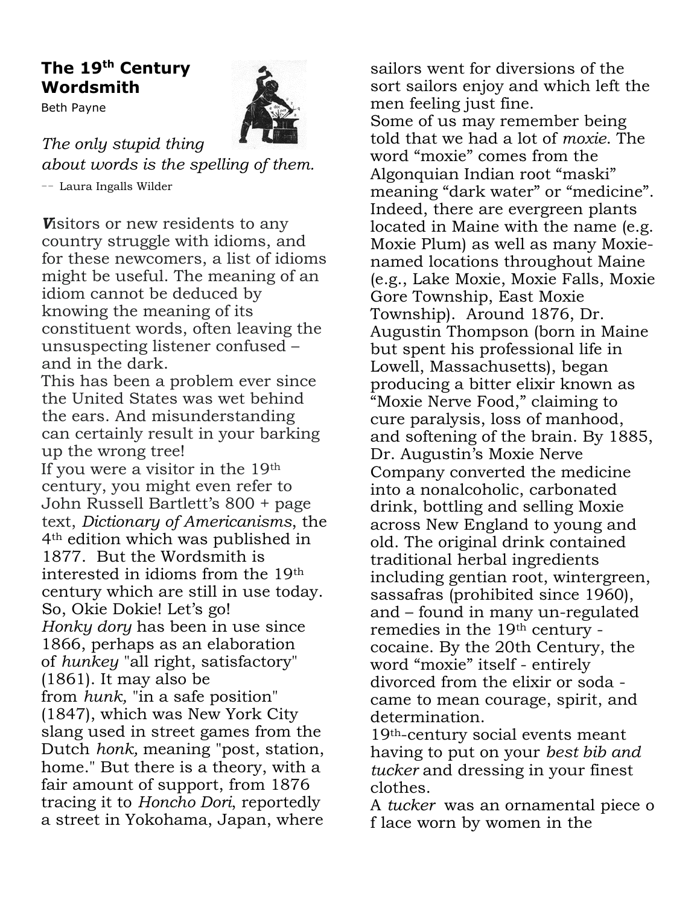## The 19th Century Wordsmith

Beth Payne

*The only stupid thing about words is the spelling of them.*

-- Laura Ingalls Wilder

**V**isitors or new residents to any country struggle with idioms, and for these newcomers, a list of idioms might be useful. The meaning of an idiom cannot be deduced by knowing the meaning of its constituent words, often leaving the unsuspecting listener confused – and in the dark.

This has been a problem ever since the United States was wet behind the ears. And misunderstanding can certainly result in your barking up the wrong tree!

If you were a visitor in the 19th century, you might even refer to John Russell Bartlett's 800 + page text, *Dictionary of Americanisms*, the 4th edition which was published in 1877. But the Wordsmith is interested in idioms from the 19th century which are still in use today. So, Okie Dokie! Let's go!

*Honky dory* has been in use since 1866, perhaps as an elaboration of *hunkey* "all right, satisfactory" (1861). It may also be from *hunk,* "in a safe position" (1847), which was New York City slang used in street games from the Dutch *honk,* meaning "post, station, home." But there is a theory, with a fair amount of support, from 1876 tracing it to *Honcho Dori*, reportedly a street in Yokohama, Japan, where sailors went for diversions of the sort sailors enjoy and which left the men feeling just fine.

Some of us may remember being told that we had a lot of *moxie*. The word "moxie" comes from the Algonquian Indian root "maski" meaning "dark water" or "medicine". Indeed, there are evergreen plants located in Maine with the name (e.g. Moxie Plum) as well as many Moxie-named locations throughout Maine (e.g., Lake Moxie, Moxie Falls, Moxie Gore Township, East Moxie Township). Around 1876, Dr. Augustin Thompson (born in Maine but spent his professional life in Lowell, Massachusetts), began producing a bitter elixir known as "Moxie Nerve Food," claiming to cure paralysis, loss of manhood, and softening of the brain. By 1885, Dr. Augustin's Moxie Nerve Company converted the medicine into a nonalcoholic, carbonated drink, bottling and selling Moxie across New England to young and old. The original drink contained traditional herbal ingredients including gentian root, wintergreen, sassafras (prohibited since 1960), and – found in many un-regulated remedies in the 19th century - cocaine. By the 20th Century, the word "moxie" itself - entirely divorced from the elixir or soda - came to mean courage, spirit, and determination.

19th-century social events meant having to put on your *best bib and tucker* and dressing in your finest clothes.

A *tucker* was an ornamental piece o f lace worn by women in the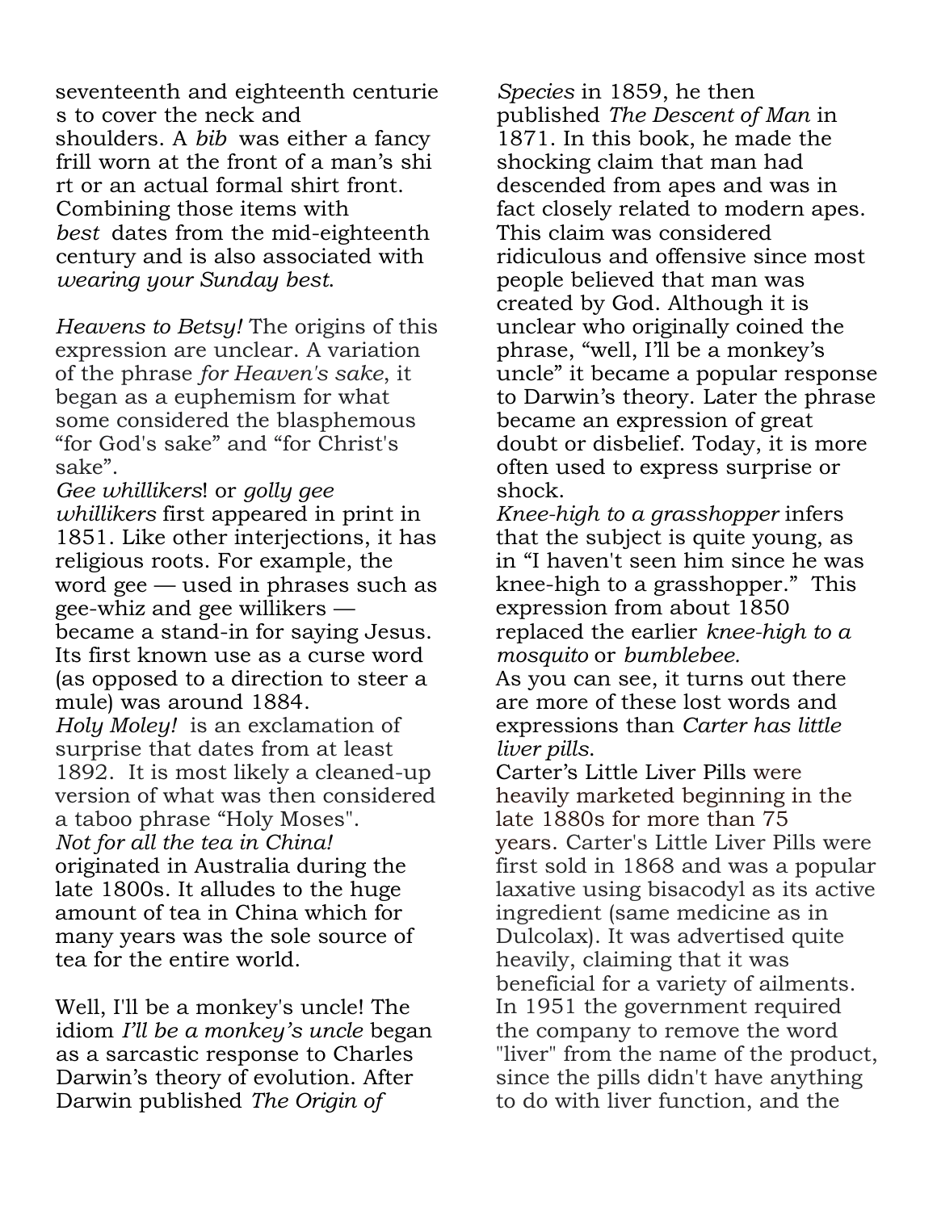seventeenth and eighteenth centuries to cover the neck and shoulders. A *bib* was either a fancy frill worn at the front of a man's shirt or an actual formal shirt front. Combining those items with *best* dates from the mid-eighteenth century and is also associated with *wearing your Sunday best*.

*Heavens to Betsy!* The origins of this expression are unclear. A variation of the phrase *for Heaven's sake*, it began as a euphemism for what some considered the blasphemous "for God's sake" and "for Christ's sake".

*Gee whillikers*! or *golly gee whillikers* first appeared in print in 1851. Like other interjections, it has religious roots. For example, the word gee — used in phrases such as gee-whiz and gee willikers — became a stand-in for saying Jesus. Its first known use as a curse word (as opposed to a direction to steer a mule) was around 1884.

*Holy Moley!* is an exclamation of surprise that dates from at least 1892. It is most likely a cleaned-up version of what was then considered a taboo phrase "Holy Moses".

*Not for all the tea in China!* originated in Australia during the late 1800s. It alludes to the huge amount of tea in China which for many years was the sole source of tea for the entire world.

Well, I'll be a monkey's uncle! The idiom *I'll be a monkey's uncle* began as a sarcastic response to Charles Darwin's theory of evolution. After Darwin published *The Origin of Species* in 1859, he then published *The Descent of Man* in 1871. In this book, he made the shocking claim that man had descended from apes and was in fact closely related to modern apes. This claim was considered ridiculous and offensive since most people believed that man was created by God. Although it is unclear who originally coined the phrase, "well, I'll be a monkey's uncle" it became a popular response to Darwin's theory. Later the phrase became an expression of great doubt or disbelief. Today, it is more often used to express surprise or shock.

*Knee-high to a grasshopper* infers that the subject is quite young, as in "I haven't seen him since he was knee-high to a grasshopper." This expression from about 1850 replaced the earlier *knee-high to a mosquito* or *bumblebee.*

As you can see, it turns out there are more of these lost words and expressions than *Carter has little liver pills*.

Carter's Little Liver Pills were heavily marketed beginning in the late 1880s for more than 75 years. Carter's Little Liver Pills were first sold in 1868 and was a popular laxative using bisacodyl as its active ingredient (same medicine as in Dulcolax). It was advertised quite heavily, claiming that it was beneficial for a variety of ailments. In 1951 the government required the company to remove the word "liver" from the name of the product, since the pills didn't have anything to do with liver function, and the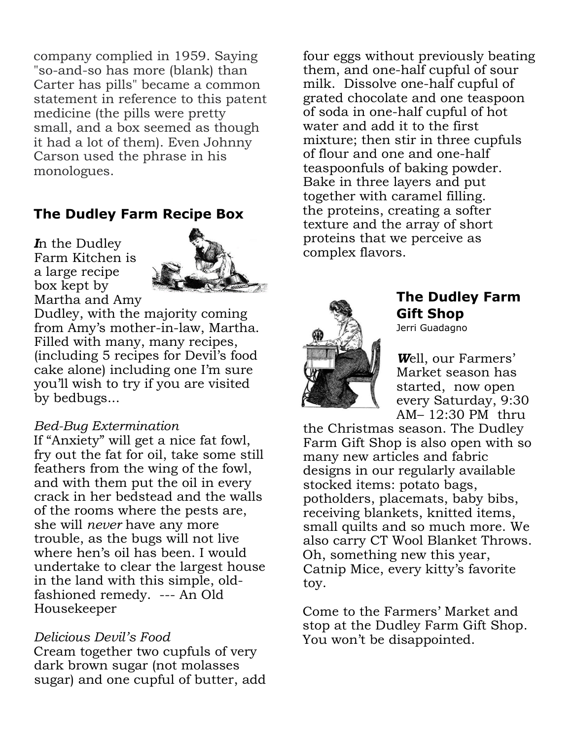company complied in 1959. Saying "so-and-so has more (blank) than Carter has pills" became a common statement in reference to this patent medicine (the pills were pretty small, and a box seemed as though it had a lot of them). Even Johnny Carson used the phrase in his monologues.

## The Dudley Farm Recipe Box

***I***n the Dudley Farm Kitchen is a large recipe box kept by Martha and Amy Dudley, with the majority coming from Amy's mother-in-law, Martha. Filled with many, many recipes, (including 5 recipes for Devil's food cake alone) including one I'm sure you'll wish to try if you are visited by bedbugs...

*Bed-Bug Extermination*
If "Anxiety" will get a nice fat fowl, fry out the fat for oil, take some still feathers from the wing of the fowl, and with them put the oil in every crack in her bedstead and the walls of the rooms where the pests are, she will *never* have any more trouble, as the bugs will not live where hen's oil has been. I would undertake to clear the largest house in the land with this simple, old-fashioned remedy. --- An Old Housekeeper

*Delicious Devil's Food*
Cream together two cupfuls of very dark brown sugar (not molasses sugar) and one cupful of butter, add four eggs without previously beating them, and one-half cupful of sour milk. Dissolve one-half cupful of grated chocolate and one teaspoon of soda in one-half cupful of hot water and add it to the first mixture; then stir in three cupfuls of flour and one and one-half teaspoonfuls of baking powder. Bake in three layers and put together with caramel filling.
the proteins, creating a softer texture and the array of short proteins that we perceive as complex flavors.

## The Dudley Farm Gift Shop

Jerri Guadagno

***W***ell, our Farmers' Market season has started, now open every Saturday, 9:30 AM– 12:30 PM thru the Christmas season. The Dudley Farm Gift Shop is also open with so many new articles and fabric designs in our regularly available stocked items: potato bags, potholders, placemats, baby bibs, receiving blankets, knitted items, small quilts and so much more. We also carry CT Wool Blanket Throws. Oh, something new this year, Catnip Mice, every kitty's favorite toy.

Come to the Farmers' Market and stop at the Dudley Farm Gift Shop. You won't be disappointed.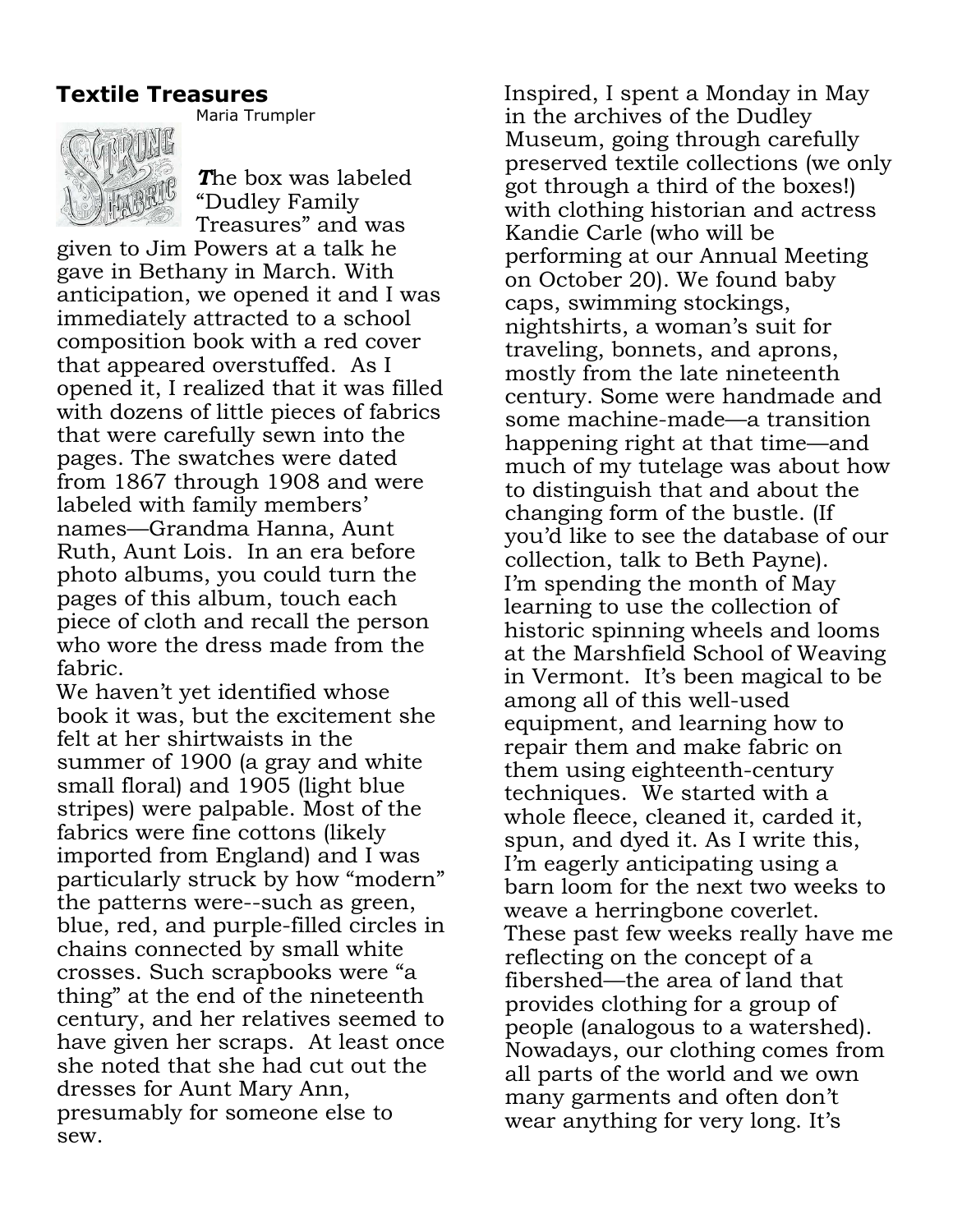## Textile Treasures

Maria Trumpler

***T**he box was labeled "Dudley Family Treasures" and was given to Jim Powers at a talk he gave in Bethany in March. With anticipation, we opened it and I was immediately attracted to a school composition book with a red cover that appeared overstuffed. As I opened it, I realized that it was filled with dozens of little pieces of fabrics that were carefully sewn into the pages. The swatches were dated from 1867 through 1908 and were labeled with family members' names—Grandma Hanna, Aunt Ruth, Aunt Lois. In an era before photo albums, you could turn the pages of this album, touch each piece of cloth and recall the person who wore the dress made from the fabric.

We haven't yet identified whose book it was, but the excitement she felt at her shirtwaists in the summer of 1900 (a gray and white small floral) and 1905 (light blue stripes) were palpable. Most of the fabrics were fine cottons (likely imported from England) and I was particularly struck by how "modern" the patterns were--such as green, blue, red, and purple-filled circles in chains connected by small white crosses. Such scrapbooks were "a thing" at the end of the nineteenth century, and her relatives seemed to have given her scraps. At least once she noted that she had cut out the dresses for Aunt Mary Ann, presumably for someone else to sew.

Inspired, I spent a Monday in May in the archives of the Dudley Museum, going through carefully preserved textile collections (we only got through a third of the boxes!) with clothing historian and actress Kandie Carle (who will be performing at our Annual Meeting on October 20). We found baby caps, swimming stockings, nightshirts, a woman's suit for traveling, bonnets, and aprons, mostly from the late nineteenth century. Some were handmade and some machine-made—a transition happening right at that time—and much of my tutelage was about how to distinguish that and about the changing form of the bustle. (If you'd like to see the database of our collection, talk to Beth Payne).

I'm spending the month of May learning to use the collection of historic spinning wheels and looms at the Marshfield School of Weaving in Vermont. It's been magical to be among all of this well-used equipment, and learning how to repair them and make fabric on them using eighteenth-century techniques. We started with a whole fleece, cleaned it, carded it, spun, and dyed it. As I write this, I'm eagerly anticipating using a barn loom for the next two weeks to weave a herringbone coverlet.

These past few weeks really have me reflecting on the concept of a fibershed—the area of land that provides clothing for a group of people (analogous to a watershed). Nowadays, our clothing comes from all parts of the world and we own many garments and often don't wear anything for very long. It's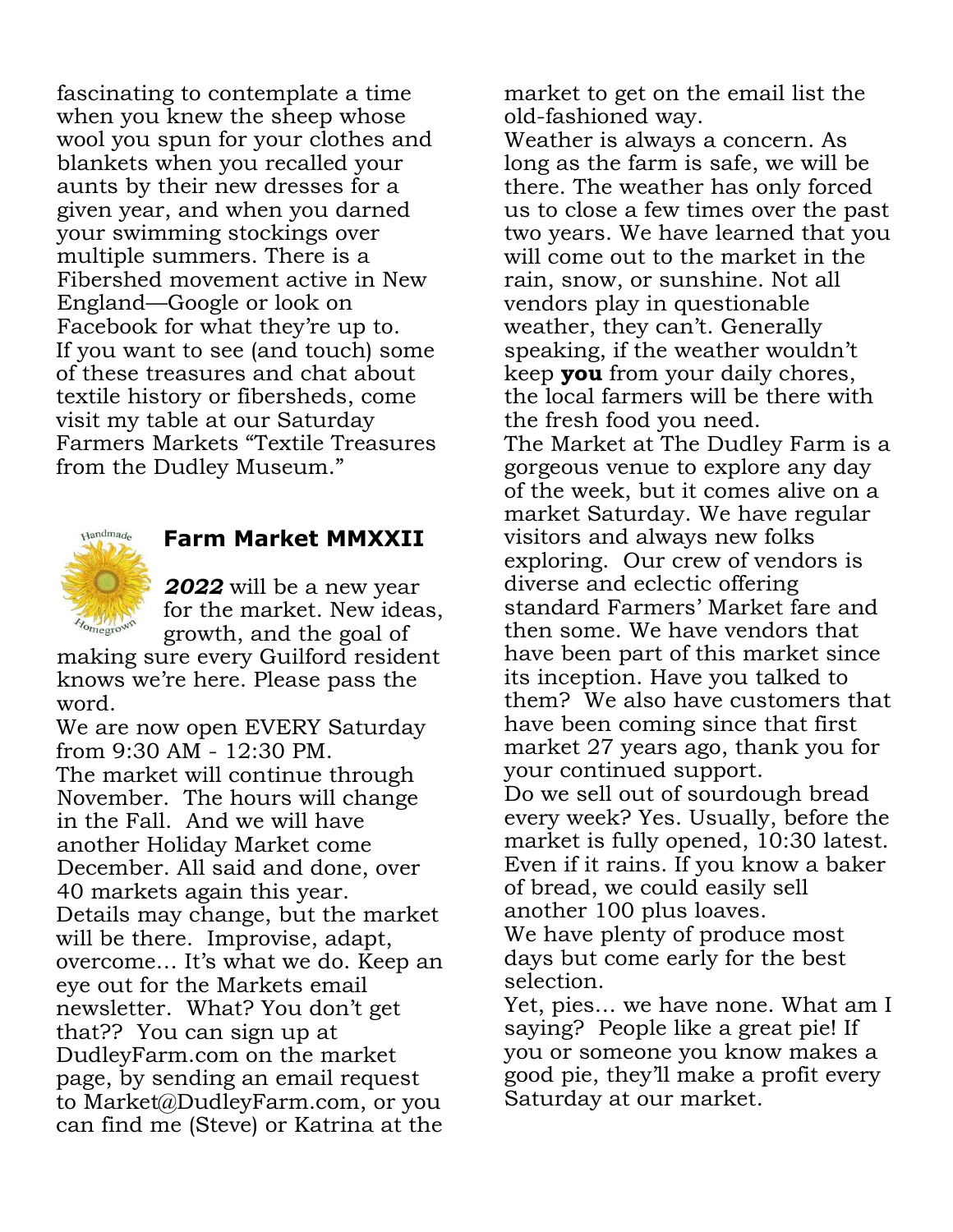fascinating to contemplate a time when you knew the sheep whose wool you spun for your clothes and blankets when you recalled your aunts by their new dresses for a given year, and when you darned your swimming stockings over multiple summers. There is a Fibershed movement active in New England—Google or look on Facebook for what they're up to.

If you want to see (and touch) some of these treasures and chat about textile history or fibersheds, come visit my table at our Saturday Farmers Markets "Textile Treasures from the Dudley Museum."

## Farm Market MMXXII

***2022*** will be a new year for the market. New ideas, growth, and the goal of making sure every Guilford resident knows we're here. Please pass the word.

We are now open EVERY Saturday from 9:30 AM - 12:30 PM.

The market will continue through November. The hours will change in the Fall. And we will have another Holiday Market come December. All said and done, over 40 markets again this year.

Details may change, but the market will be there. Improvise, adapt, overcome… It's what we do. Keep an eye out for the Markets email newsletter. What? You don't get that?? You can sign up at DudleyFarm.com on the market page, by sending an email request to Market@DudleyFarm.com, or you can find me (Steve) or Katrina at the market to get on the email list the old-fashioned way.

Weather is always a concern. As long as the farm is safe, we will be there. The weather has only forced us to close a few times over the past two years. We have learned that you will come out to the market in the rain, snow, or sunshine. Not all vendors play in questionable weather, they can't. Generally speaking, if the weather wouldn't keep **you** from your daily chores, the local farmers will be there with the fresh food you need.

The Market at The Dudley Farm is a gorgeous venue to explore any day of the week, but it comes alive on a market Saturday. We have regular visitors and always new folks exploring. Our crew of vendors is diverse and eclectic offering standard Farmers' Market fare and then some. We have vendors that have been part of this market since its inception. Have you talked to them? We also have customers that have been coming since that first market 27 years ago, thank you for your continued support.

Do we sell out of sourdough bread every week? Yes. Usually, before the market is fully opened, 10:30 latest. Even if it rains. If you know a baker of bread, we could easily sell another 100 plus loaves.

We have plenty of produce most days but come early for the best selection.

Yet, pies… we have none. What am I saying? People like a great pie! If you or someone you know makes a good pie, they'll make a profit every Saturday at our market.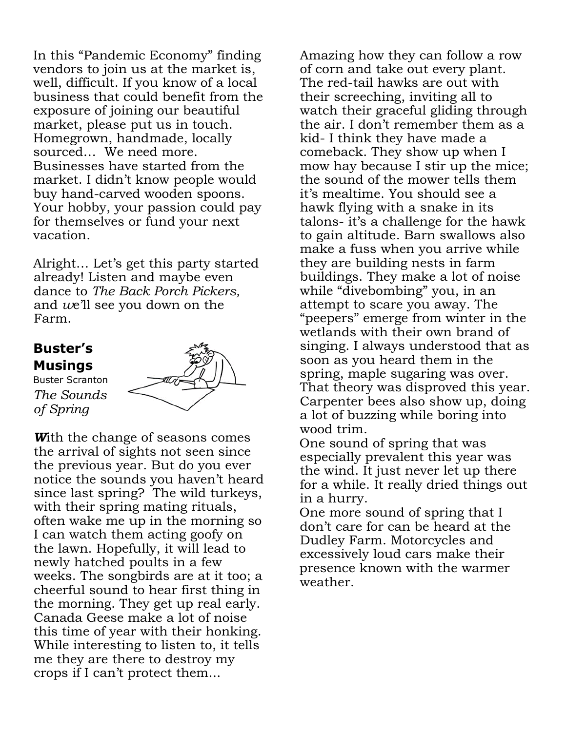In this "Pandemic Economy" finding vendors to join us at the market is, well, difficult. If you know of a local business that could benefit from the exposure of joining our beautiful market, please put us in touch. Homegrown, handmade, locally sourced… We need more. Businesses have started from the market. I didn't know people would buy hand-carved wooden spoons. Your hobby, your passion could pay for themselves or fund your next vacation.

Alright… Let's get this party started already! Listen and maybe even dance to *The Back Porch Pickers,* and *we*'ll see you down on the Farm.

## Buster's Musings

Buster Scranton

*The Sounds of Spring*

***W***ith the change of seasons comes the arrival of sights not seen since the previous year. But do you ever notice the sounds you haven't heard since last spring? The wild turkeys, with their spring mating rituals, often wake me up in the morning so I can watch them acting goofy on the lawn. Hopefully, it will lead to newly hatched poults in a few weeks. The songbirds are at it too; a cheerful sound to hear first thing in the morning. They get up real early. Canada Geese make a lot of noise this time of year with their honking. While interesting to listen to, it tells me they are there to destroy my crops if I can't protect them... Amazing how they can follow a row of corn and take out every plant. The red-tail hawks are out with their screeching, inviting all to watch their graceful gliding through the air. I don't remember them as a kid- I think they have made a comeback. They show up when I mow hay because I stir up the mice; the sound of the mower tells them it's mealtime. You should see a hawk flying with a snake in its talons- it's a challenge for the hawk to gain altitude. Barn swallows also make a fuss when you arrive while they are building nests in farm buildings. They make a lot of noise while "divebombing" you, in an attempt to scare you away. The "peepers" emerge from winter in the wetlands with their own brand of singing. I always understood that as soon as you heard them in the spring, maple sugaring was over. That theory was disproved this year. Carpenter bees also show up, doing a lot of buzzing while boring into wood trim.

One sound of spring that was especially prevalent this year was the wind. It just never let up there for a while. It really dried things out in a hurry.

One more sound of spring that I don't care for can be heard at the Dudley Farm. Motorcycles and excessively loud cars make their presence known with the warmer weather.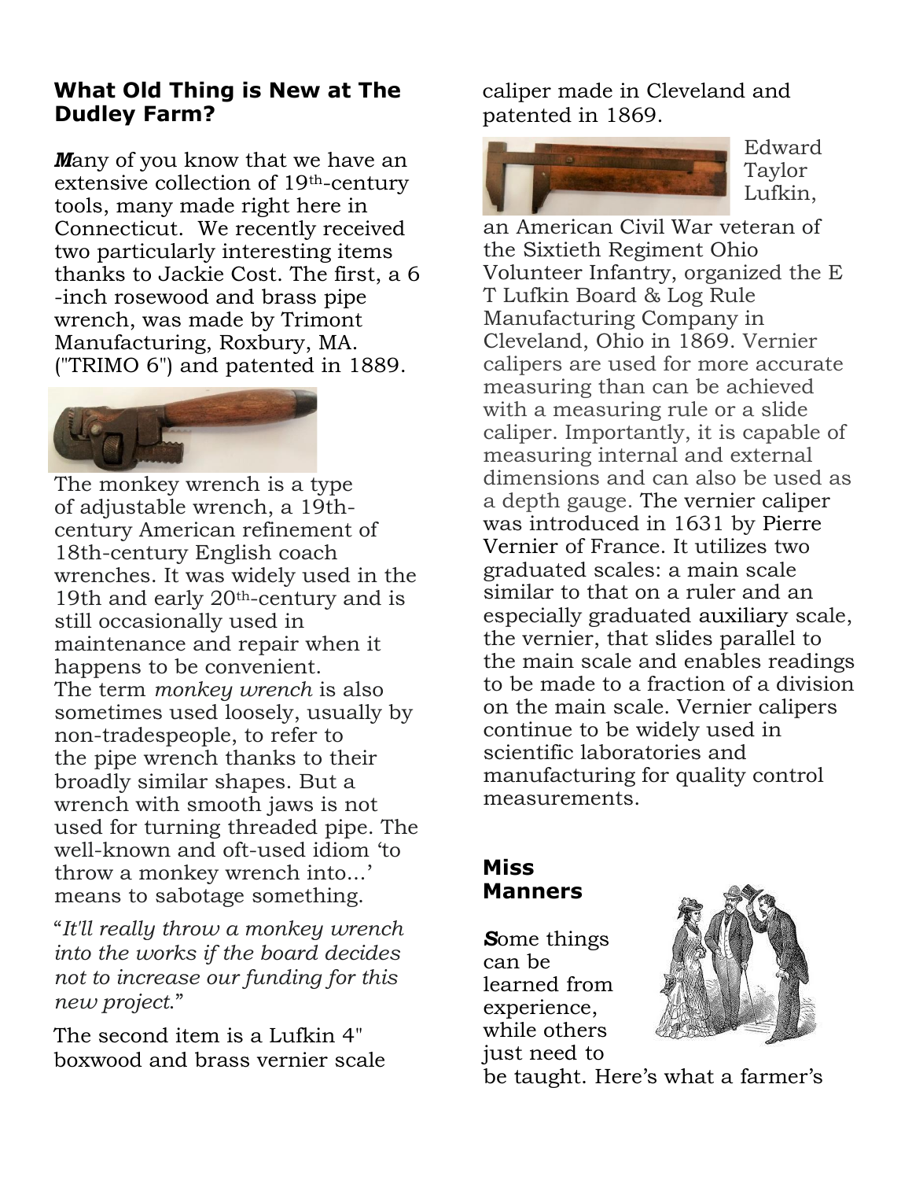## What Old Thing is New at The Dudley Farm?

***M***any of you know that we have an extensive collection of 19th-century tools, many made right here in Connecticut. We recently received two particularly interesting items thanks to Jackie Cost. The first, a 6-inch rosewood and brass pipe wrench, was made by Trimont Manufacturing, Roxbury, MA. ("TRIMO 6") and patented in 1889.

The monkey wrench is a type of adjustable wrench, a 19th-century American refinement of 18th-century English coach wrenches. It was widely used in the 19th and early 20th-century and is still occasionally used in maintenance and repair when it happens to be convenient. The term *monkey wrench* is also sometimes used loosely, usually by non-tradespeople, to refer to the pipe wrench thanks to their broadly similar shapes. But a wrench with smooth jaws is not used for turning threaded pipe. The well-known and oft-used idiom 'to throw a monkey wrench into...' means to sabotage something.

"*It'll really throw a monkey wrench into the works if the board decides not to increase our funding for this new project*."

The second item is a Lufkin 4" boxwood and brass vernier scale caliper made in Cleveland and patented in 1869.

Edward Taylor Lufkin, an American Civil War veteran of the Sixtieth Regiment Ohio Volunteer Infantry, organized the E T Lufkin Board & Log Rule Manufacturing Company in Cleveland, Ohio in 1869. Vernier calipers are used for more accurate measuring than can be achieved with a measuring rule or a slide caliper. Importantly, it is capable of measuring internal and external dimensions and can also be used as a depth gauge. The vernier caliper was introduced in 1631 by Pierre Vernier of France. It utilizes two graduated scales: a main scale similar to that on a ruler and an especially graduated auxiliary scale, the vernier, that slides parallel to the main scale and enables readings to be made to a fraction of a division on the main scale. Vernier calipers continue to be widely used in scientific laboratories and manufacturing for quality control measurements.

## Miss Manners

***S***ome things can be learned from experience, while others just need to be taught. Here's what a farmer's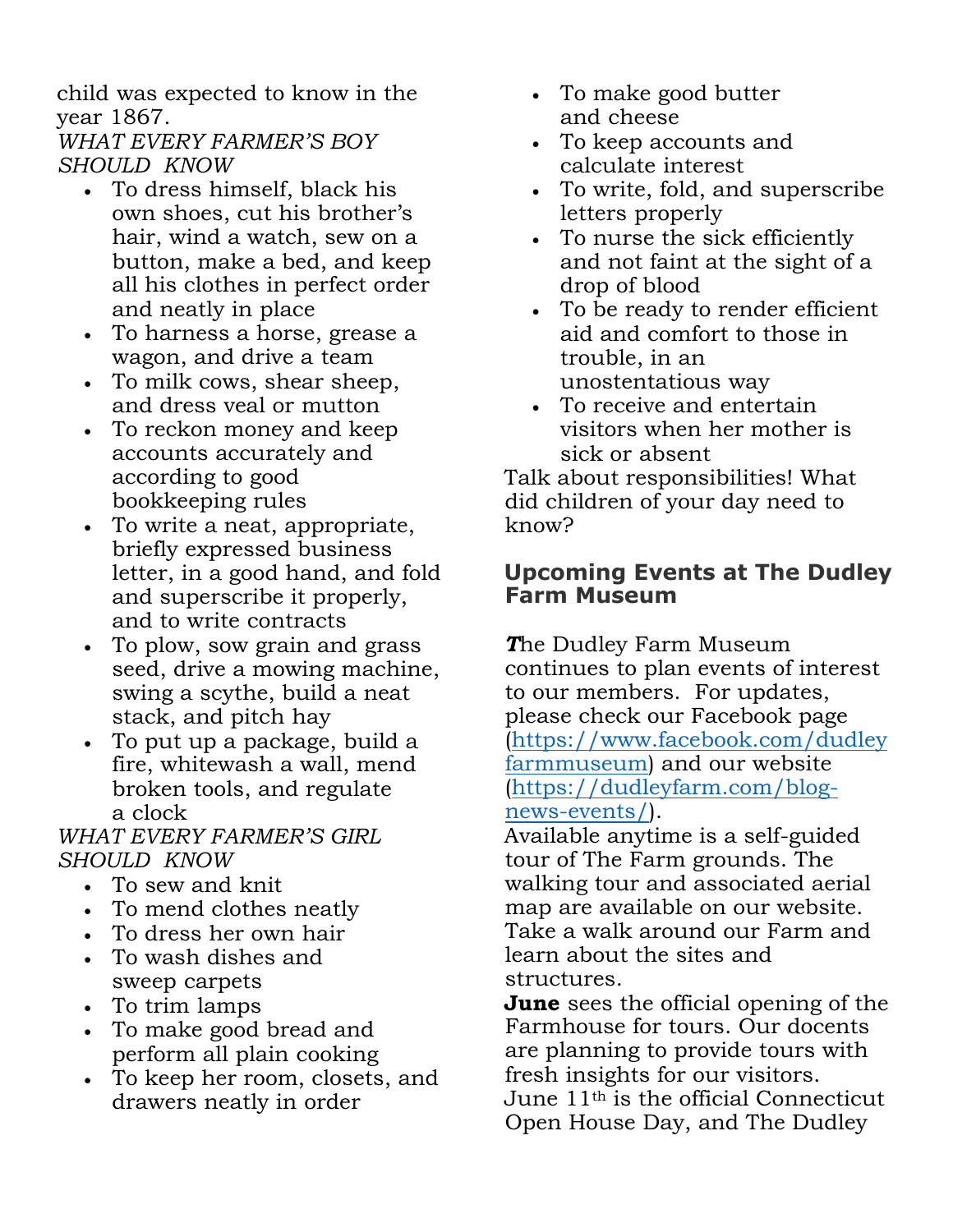child was expected to know in the year 1867.

*WHAT EVERY FARMER'S BOY SHOULD KNOW*

- To dress himself, black his own shoes, cut his brother's hair, wind a watch, sew on a button, make a bed, and keep all his clothes in perfect order and neatly in place
- To harness a horse, grease a wagon, and drive a team
- To milk cows, shear sheep, and dress veal or mutton
- To reckon money and keep accounts accurately and according to good bookkeeping rules
- To write a neat, appropriate, briefly expressed business letter, in a good hand, and fold and superscribe it properly, and to write contracts
- To plow, sow grain and grass seed, drive a mowing machine, swing a scythe, build a neat stack, and pitch hay
- To put up a package, build a fire, whitewash a wall, mend broken tools, and regulate a clock

*WHAT EVERY FARMER'S GIRL SHOULD KNOW*

- To sew and knit
- To mend clothes neatly
- To dress her own hair
- To wash dishes and sweep carpets
- To trim lamps
- To make good bread and perform all plain cooking
- To keep her room, closets, and drawers neatly in order
- To make good butter and cheese
- To keep accounts and calculate interest
- To write, fold, and superscribe letters properly
- To nurse the sick efficiently and not faint at the sight of a drop of blood
- To be ready to render efficient aid and comfort to those in trouble, in an unostentatious way
- To receive and entertain visitors when her mother is sick or absent

Talk about responsibilities! What did children of your day need to know?

## Upcoming Events at The Dudley Farm Museum

***T***he Dudley Farm Museum continues to plan events of interest to our members. For updates, please check our Facebook page (https://www.facebook.com/dudleyfarmmuseum) and our website (https://dudleyfarm.com/blog-news-events/).

Available anytime is a self-guided tour of The Farm grounds. The walking tour and associated aerial map are available on our website. Take a walk around our Farm and learn about the sites and structures.

**June** sees the official opening of the Farmhouse for tours. Our docents are planning to provide tours with fresh insights for our visitors. June 11th is the official Connecticut Open House Day, and The Dudley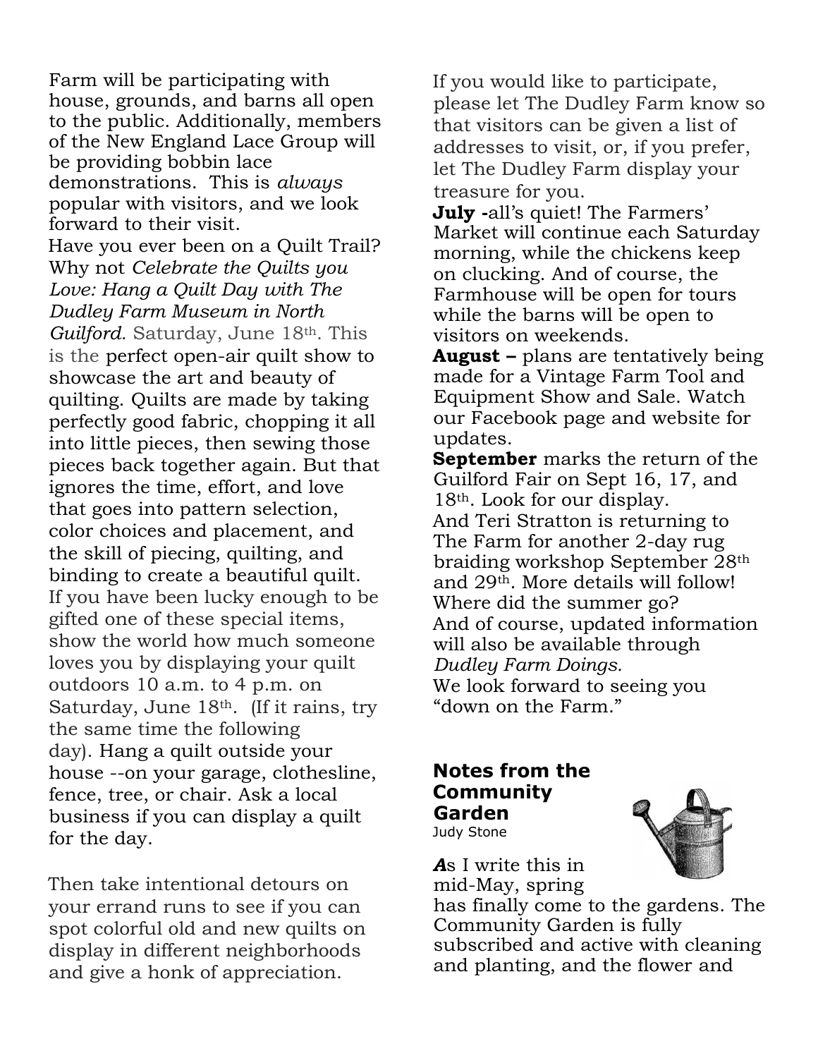Farm will be participating with house, grounds, and barns all open to the public. Additionally, members of the New England Lace Group will be providing bobbin lace demonstrations. This is *always* popular with visitors, and we look forward to their visit.

Have you ever been on a Quilt Trail? Why not *Celebrate the Quilts you Love: Hang a Quilt Day with The Dudley Farm Museum in North Guilford*. Saturday, June 18th. This is the perfect open-air quilt show to showcase the art and beauty of quilting. Quilts are made by taking perfectly good fabric, chopping it all into little pieces, then sewing those pieces back together again. But that ignores the time, effort, and love that goes into pattern selection, color choices and placement, and the skill of piecing, quilting, and binding to create a beautiful quilt. If you have been lucky enough to be gifted one of these special items, show the world how much someone loves you by displaying your quilt outdoors 10 a.m. to 4 p.m. on Saturday, June 18th. (If it rains, try the same time the following day). Hang a quilt outside your house --on your garage, clothesline, fence, tree, or chair. Ask a local business if you can display a quilt for the day.

Then take intentional detours on your errand runs to see if you can spot colorful old and new quilts on display in different neighborhoods and give a honk of appreciation.

If you would like to participate, please let The Dudley Farm know so that visitors can be given a list of addresses to visit, or, if you prefer, let The Dudley Farm display your treasure for you.

**July -**all's quiet! The Farmers' Market will continue each Saturday morning, while the chickens keep on clucking. And of course, the Farmhouse will be open for tours while the barns will be open to visitors on weekends.

**August –** plans are tentatively being made for a Vintage Farm Tool and Equipment Show and Sale. Watch our Facebook page and website for updates.

**September** marks the return of the Guilford Fair on Sept 16, 17, and 18th. Look for our display.

And Teri Stratton is returning to The Farm for another 2-day rug braiding workshop September 28th and 29th. More details will follow!

Where did the summer go?

And of course, updated information will also be available through *Dudley Farm Doings.*

We look forward to seeing you "down on the Farm."

## Notes from the Community Garden

Judy Stone

***A***s I write this in mid-May, spring has finally come to the gardens. The Community Garden is fully subscribed and active with cleaning and planting, and the flower and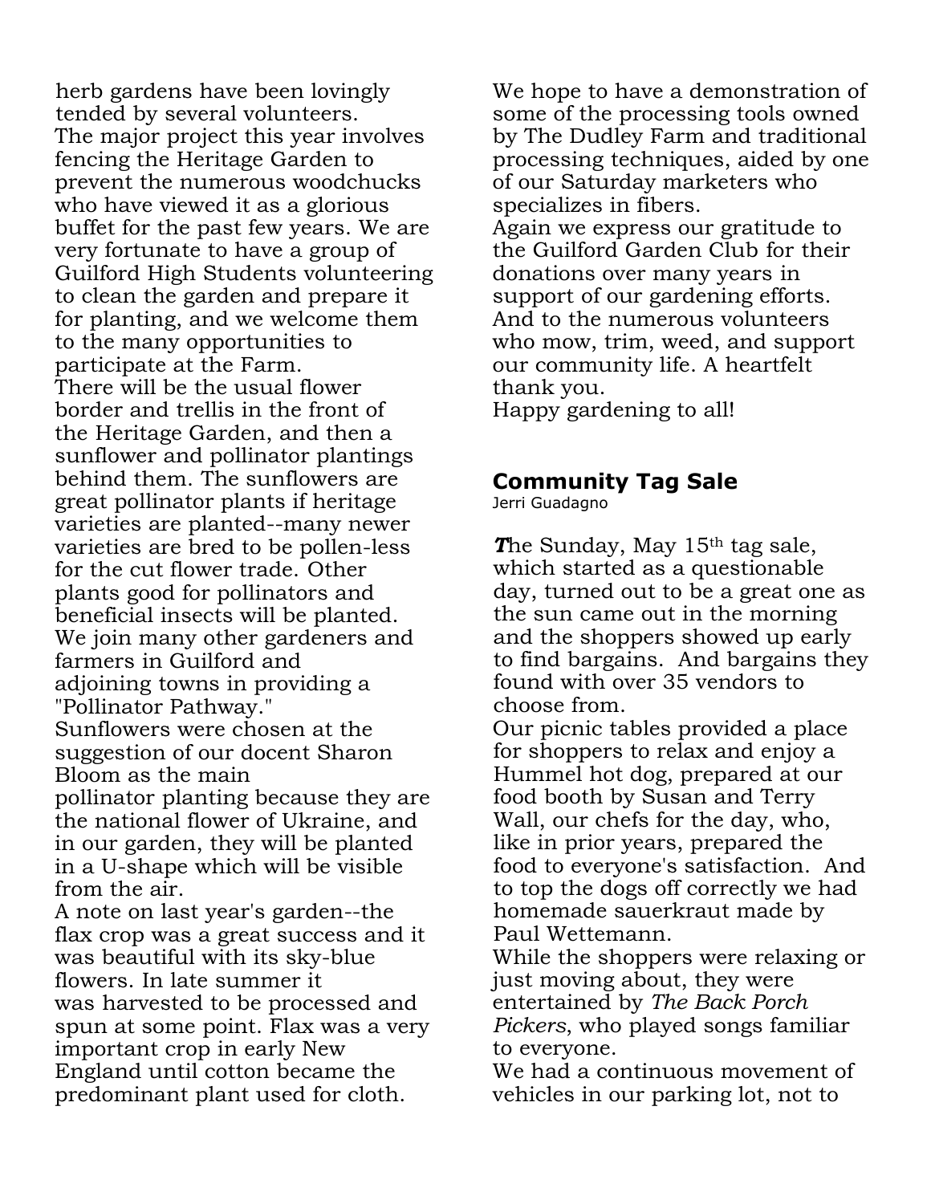herb gardens have been lovingly tended by several volunteers.

The major project this year involves fencing the Heritage Garden to prevent the numerous woodchucks who have viewed it as a glorious buffet for the past few years. We are very fortunate to have a group of Guilford High Students volunteering to clean the garden and prepare it for planting, and we welcome them to the many opportunities to participate at the Farm.

There will be the usual flower border and trellis in the front of the Heritage Garden, and then a sunflower and pollinator plantings behind them. The sunflowers are great pollinator plants if heritage varieties are planted--many newer varieties are bred to be pollen-less for the cut flower trade. Other plants good for pollinators and beneficial insects will be planted. We join many other gardeners and farmers in Guilford and adjoining towns in providing a "Pollinator Pathway."

Sunflowers were chosen at the suggestion of our docent Sharon Bloom as the main pollinator planting because they are the national flower of Ukraine, and in our garden, they will be planted in a U-shape which will be visible from the air.

A note on last year's garden--the flax crop was a great success and it was beautiful with its sky-blue flowers. In late summer it was harvested to be processed and spun at some point. Flax was a very important crop in early New England until cotton became the predominant plant used for cloth.

We hope to have a demonstration of some of the processing tools owned by The Dudley Farm and traditional processing techniques, aided by one of our Saturday marketers who specializes in fibers.

Again we express our gratitude to the Guilford Garden Club for their donations over many years in support of our gardening efforts. And to the numerous volunteers who mow, trim, weed, and support our community life. A heartfelt thank you.

Happy gardening to all!

## Community Tag Sale

Jerri Guadagno

***T***he Sunday, May 15th tag sale, which started as a questionable day, turned out to be a great one as the sun came out in the morning and the shoppers showed up early to find bargains. And bargains they found with over 35 vendors to choose from.

Our picnic tables provided a place for shoppers to relax and enjoy a Hummel hot dog, prepared at our food booth by Susan and Terry Wall, our chefs for the day, who, like in prior years, prepared the food to everyone's satisfaction. And to top the dogs off correctly we had homemade sauerkraut made by Paul Wettemann.

While the shoppers were relaxing or just moving about, they were entertained by *The Back Porch Pickers*, who played songs familiar to everyone.

We had a continuous movement of vehicles in our parking lot, not to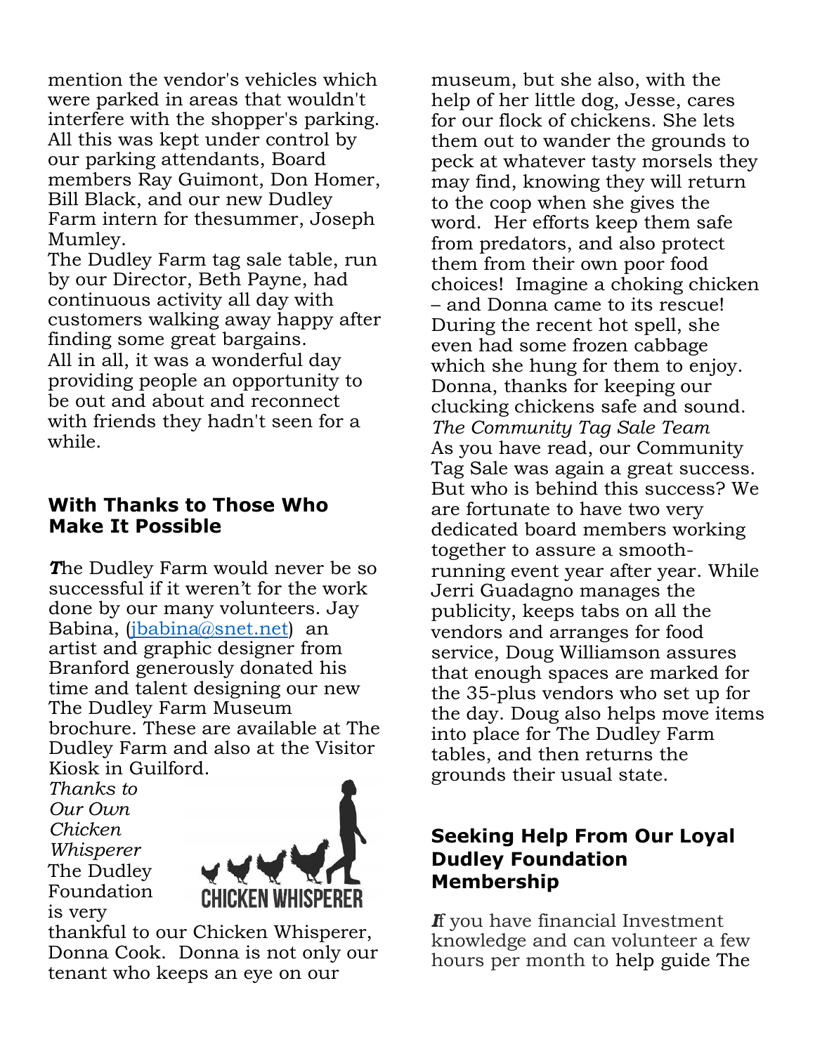mention the vendor's vehicles which were parked in areas that wouldn't interfere with the shopper's parking. All this was kept under control by our parking attendants, Board members Ray Guimont, Don Homer, Bill Black, and our new Dudley Farm intern for thesummer, Joseph Mumley.

The Dudley Farm tag sale table, run by our Director, Beth Payne, had continuous activity all day with customers walking away happy after finding some great bargains.

All in all, it was a wonderful day providing people an opportunity to be out and about and reconnect with friends they hadn't seen for a while.

## With Thanks to Those Who Make It Possible

***T***he Dudley Farm would never be so successful if it weren't for the work done by our many volunteers. Jay Babina, (jbabina@snet.net) an artist and graphic designer from Branford generously donated his time and talent designing our new The Dudley Farm Museum brochure. These are available at The Dudley Farm and also at the Visitor Kiosk in Guilford.

*Thanks to Our Own Chicken Whisperer*

The Dudley Foundation is very thankful to our Chicken Whisperer, Donna Cook. Donna is not only our tenant who keeps an eye on our museum, but she also, with the help of her little dog, Jesse, cares for our flock of chickens. She lets them out to wander the grounds to peck at whatever tasty morsels they may find, knowing they will return to the coop when she gives the word. Her efforts keep them safe from predators, and also protect them from their own poor food choices! Imagine a choking chicken – and Donna came to its rescue! During the recent hot spell, she even had some frozen cabbage which she hung for them to enjoy. Donna, thanks for keeping our clucking chickens safe and sound.

*The Community Tag Sale Team*

As you have read, our Community Tag Sale was again a great success. But who is behind this success? We are fortunate to have two very dedicated board members working together to assure a smooth-running event year after year. While Jerri Guadagno manages the publicity, keeps tabs on all the vendors and arranges for food service, Doug Williamson assures that enough spaces are marked for the 35-plus vendors who set up for the day. Doug also helps move items into place for The Dudley Farm tables, and then returns the grounds their usual state.

## Seeking Help From Our Loyal Dudley Foundation Membership

***I***f you have financial Investment knowledge and can volunteer a few hours per month to help guide The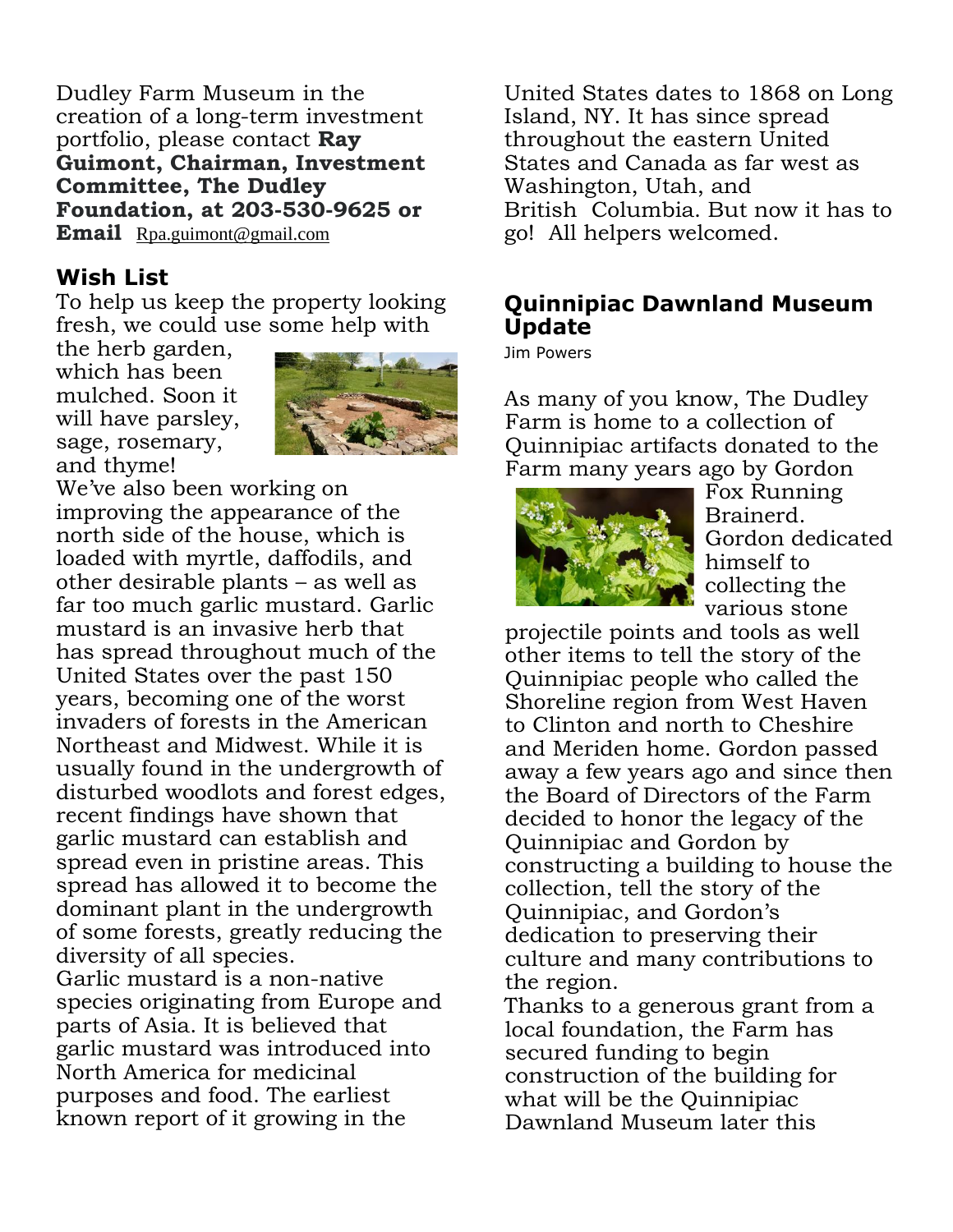Dudley Farm Museum in the creation of a long-term investment portfolio, please contact **Ray Guimont, Chairman, Investment Committee, The Dudley Foundation, at 203-530-9625 or Email** Rpa.guimont@gmail.com

### Wish List

To help us keep the property looking fresh, we could use some help with the herb garden, which has been mulched. Soon it will have parsley, sage, rosemary, and thyme!

We've also been working on improving the appearance of the north side of the house, which is loaded with myrtle, daffodils, and other desirable plants – as well as far too much garlic mustard. Garlic mustard is an invasive herb that has spread throughout much of the United States over the past 150 years, becoming one of the worst invaders of forests in the American Northeast and Midwest. While it is usually found in the undergrowth of disturbed woodlots and forest edges, recent findings have shown that garlic mustard can establish and spread even in pristine areas. This spread has allowed it to become the dominant plant in the undergrowth of some forests, greatly reducing the diversity of all species.

Garlic mustard is a non-native species originating from Europe and parts of Asia. It is believed that garlic mustard was introduced into North America for medicinal purposes and food. The earliest known report of it growing in the United States dates to 1868 on Long Island, NY. It has since spread throughout the eastern United States and Canada as far west as Washington, Utah, and British Columbia. But now it has to go! All helpers welcomed.

### Quinnipiac Dawnland Museum Update

Jim Powers

As many of you know, The Dudley Farm is home to a collection of Quinnipiac artifacts donated to the Farm many years ago by Gordon Fox Running Brainerd. Gordon dedicated himself to collecting the various stone projectile points and tools as well other items to tell the story of the Quinnipiac people who called the Shoreline region from West Haven to Clinton and north to Cheshire and Meriden home. Gordon passed away a few years ago and since then the Board of Directors of the Farm decided to honor the legacy of the Quinnipiac and Gordon by constructing a building to house the collection, tell the story of the Quinnipiac, and Gordon's dedication to preserving their culture and many contributions to the region.

Thanks to a generous grant from a local foundation, the Farm has secured funding to begin construction of the building for what will be the Quinnipiac Dawnland Museum later this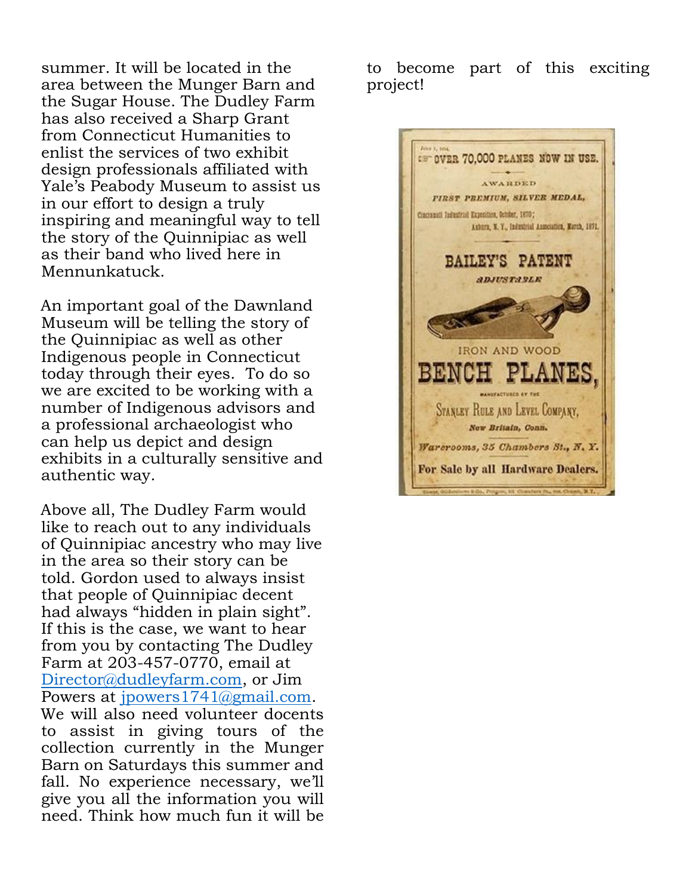summer. It will be located in the area between the Munger Barn and the Sugar House. The Dudley Farm has also received a Sharp Grant from Connecticut Humanities to enlist the services of two exhibit design professionals affiliated with Yale's Peabody Museum to assist us in our effort to design a truly inspiring and meaningful way to tell the story of the Quinnipiac as well as their band who lived here in Mennunkatuck.

An important goal of the Dawnland Museum will be telling the story of the Quinnipiac as well as other Indigenous people in Connecticut today through their eyes. To do so we are excited to be working with a number of Indigenous advisors and a professional archaeologist who can help us depict and design exhibits in a culturally sensitive and authentic way.

Above all, The Dudley Farm would like to reach out to any individuals of Quinnipiac ancestry who may live in the area so their story can be told. Gordon used to always insist that people of Quinnipiac decent had always "hidden in plain sight". If this is the case, we want to hear from you by contacting The Dudley Farm at 203-457-0770, email at Director@dudleyfarm.com, or Jim Powers at jpowers1741@gmail.com. We will also need volunteer docents to assist in giving tours of the collection currently in the Munger Barn on Saturdays this summer and fall. No experience necessary, we'll give you all the information you will need. Think how much fun it will be to become part of this exciting project!

OVER 70,000 PLANES NOW IN USE.

AWARDED

*FIRST PREMIUM, SILVER MEDAL,*

Cincinnati Industrial Exposition, October, 1870;
Auburn, N. Y., Industrial Association, March, 1871.

**BAILEY'S PATENT**

*ADJUSTABLE*

IRON AND WOOD

**BENCH PLANES,**

MANUFACTURED BY THE

STANLEY RULE AND LEVEL COMPANY,

*New Britain, Conn.*

*Warerooms, 35 Chambers St., N. Y.*

**For Sale by all Hardware Dealers.**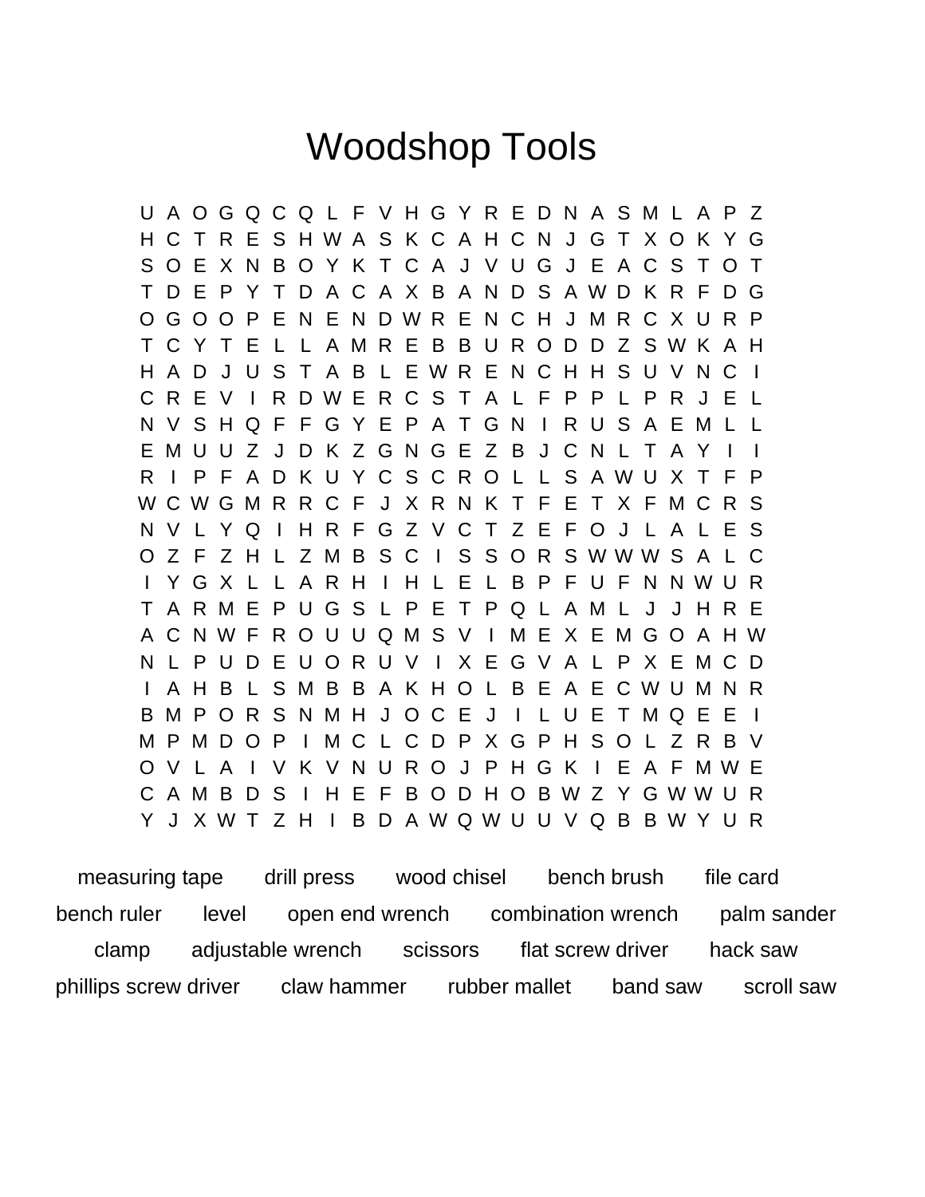# Woodshop Tools

```
U A O G Q C Q L F V H G Y R E D N A S M L A P Z
H C T R E S H W A S K C A H C N J G T X O K Y G
S O E X N B O Y K T C A J V U G J E A C S T O T
T D E P Y T D A C A X B A N D S A W D K R F D G
O G O O P E N E N D W R E N C H J M R C X U R P
T C Y T E L L A M R E B B U R O D D Z S W K A H
H A D J U S T A B L E W R E N C H H S U V N C I
C R E V I R D W E R C S T A L F P P L P R J E L
N V S H Q F F G Y E P A T G N I R U S A E M L L
E M U U Z J D K Z G N G E Z B J C N L T A Y I I
R I P F A D K U Y C S C R O L L S A W U X T F P
W C W G M R R C F J X R N K T F E T X F M C R S
N V L Y Q I H R F G Z V C T Z E F O J L A L E S
O Z F Z H L Z M B S C I S S O R S W W W S A L C
I Y G X L L A R H I H L E L B P F U F N N W U R
T A R M E P U G S L P E T P Q L A M L J J H R E
A C N W F R O U U Q M S V I M E X E M G O A H W
N L P U D E U O R U V I X E G V A L P X E M C D
I A H B L S M B B A K H O L B E A E C W U M N R
B M P O R S N M H J O C E J I L U E T M Q E E I
M P M D O P I M C L C D P X G P H S O L Z R B V
O V L A I V K V N U R O J P H G K I E A F M W E
C A M B D S I H E F B O D H O B W Z Y G W W U R
Y J X W T Z H I B D A W Q W U U V Q B B W Y U R
```

measuring tape　　drill press　　wood chisel　　bench brush　　file card

bench ruler　　level　　open end wrench　　combination wrench　　palm sander

clamp　　adjustable wrench　　scissors　　flat screw driver　　hack saw

phillips screw driver　　claw hammer　　rubber mallet　　band saw　　scroll saw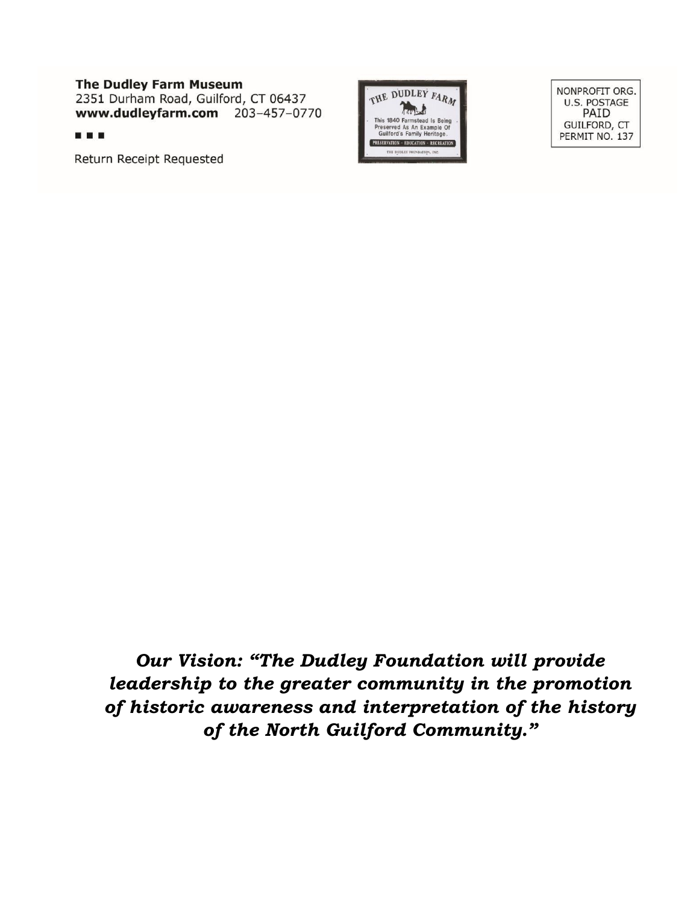**The Dudley Farm Museum**
2351 Durham Road, Guilford, CT 06437
**www.dudleyfarm.com** 203–457–0770

■ ■ ■

Return Receipt Requested

THE DUDLEY FARM
This 1840 Farmstead Is Being Preserved As An Example Of Guilford's Family Heritage.
PRESERVATION - EDUCATION - RECREATION
THE DUDLEY FOUNDATION, INC.

NONPROFIT ORG.
U.S. POSTAGE
PAID
GUILFORD, CT
PERMIT NO. 137

***Our Vision: "The Dudley Foundation will provide leadership to the greater community in the promotion of historic awareness and interpretation of the history of the North Guilford Community."***